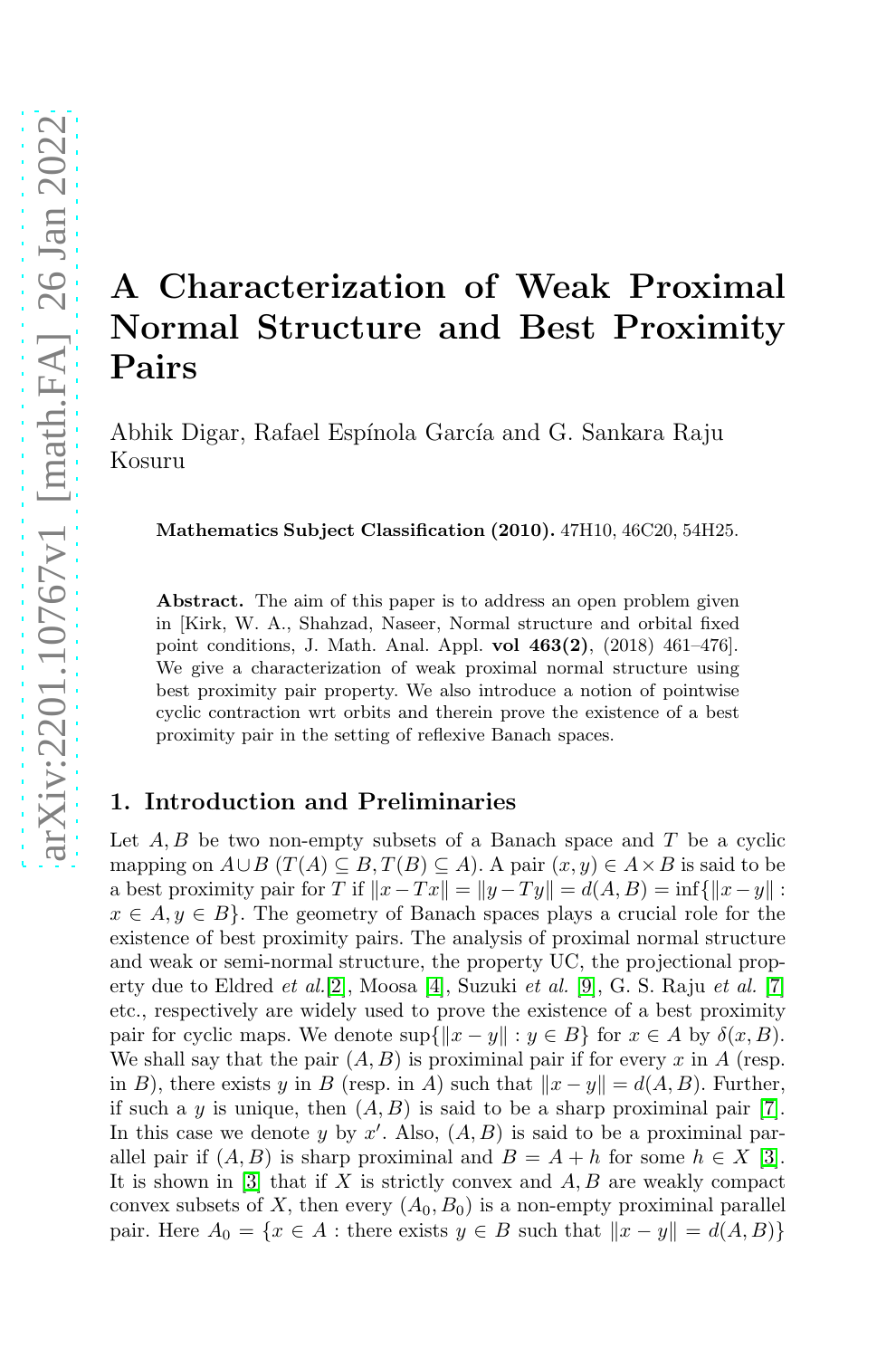# A Characterization of Weak Proximal Normal Structure and Best Proximity Pairs

Abhik Digar, Rafael Espínola García and G. Sankara Raju Kosuru

**Mathematics Subject Classification (2010).** 47H10, 46C20, 54H25.

**Abstract.** The aim of this paper is to address an open problem given in [Kirk, W. A., Shahzad, Naseer, Normal structure and orbital fixed point conditions, J. Math. Anal. Appl. **vol 463(2)**, (2018) 461–476]. We give a characterization of weak proximal normal structure using best proximity pair property. We also introduce a notion of pointwise cyclic contraction wrt orbits and therein prove the existence of a best proximity pair in the setting of reflexive Banach spaces.

## 1. Introduction and Preliminaries

Let $A, B$ be two non-empty subsets of a Banach space and $T$ be a cyclic mapping on $A \cup B$ ($T(A) \subseteq B, T(B) \subseteq A$). A pair $(x, y) \in A \times B$ is said to be a best proximity pair for $T$ if $\|x - Tx\| = \|y - Ty\| = d(A, B) = \inf\{\|x - y\| : x \in A, y \in B\}$. The geometry of Banach spaces plays a crucial role for the existence of best proximity pairs. The analysis of proximal normal structure and weak or semi-normal structure, the property UC, the projectional property due to Eldred *et al.*[2], Moosa [4], Suzuki *et al.* [9], G. S. Raju *et al.* [7] etc., respectively are widely used to prove the existence of a best proximity pair for cyclic maps. We denote $\sup\{\|x - y\| : y \in B\}$ for $x \in A$ by $\delta(x, B)$. We shall say that the pair $(A, B)$ is proximinal pair if for every $x$ in $A$ (resp. in $B$), there exists $y$ in $B$ (resp. in $A$) such that $\|x - y\| = d(A, B)$. Further, if such a $y$ is unique, then $(A, B)$ is said to be a sharp proximinal pair [7]. In this case we denote $y$ by $x'$. Also, $(A, B)$ is said to be a proximinal parallel pair if $(A, B)$ is sharp proximinal and $B = A + h$ for some $h \in X$ [3]. It is shown in [3] that if $X$ is strictly convex and $A, B$ are weakly compact convex subsets of $X$, then every $(A_0, B_0)$ is a non-empty proximinal parallel pair. Here $A_0 = \{x \in A : \text{there exists } y \in B \text{ such that } \|x - y\| = d(A, B)\}$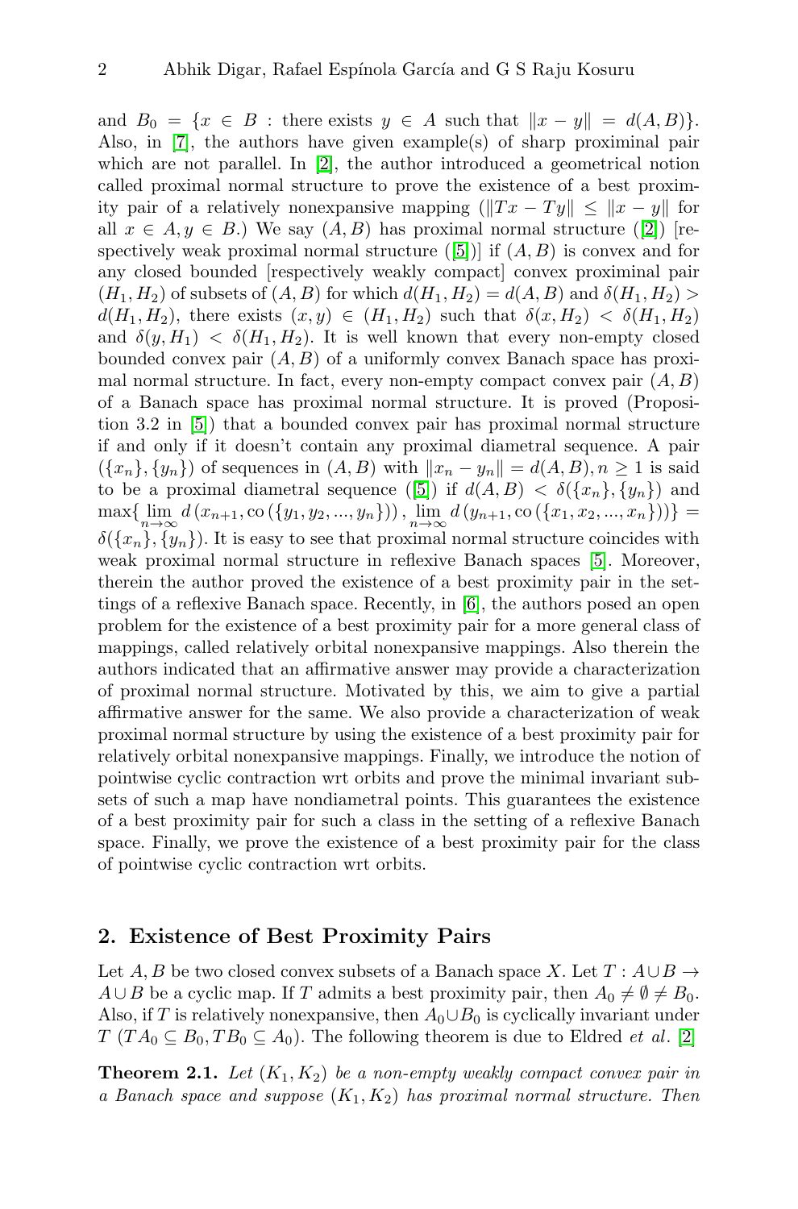and $B_0 = \{x \in B : \text{there exists } y \in A \text{ such that } \|x - y\| = d(A,B)\}$. Also, in [7], the authors have given example(s) of sharp proximinal pair which are not parallel. In [2], the author introduced a geometrical notion called proximal normal structure to prove the existence of a best proximity pair of a relatively nonexpansive mapping ($\|Tx - Ty\| \leq \|x - y\|$ for all $x \in A, y \in B$.) We say $(A,B)$ has proximal normal structure ([2]) [respectively weak proximal normal structure ([5])] if $(A,B)$ is convex and for any closed bounded [respectively weakly compact] convex proximinal pair $(H_1, H_2)$ of subsets of $(A,B)$ for which $d(H_1,H_2) = d(A,B)$ and $\delta(H_1,H_2) > d(H_1,H_2)$, there exists $(x,y) \in (H_1,H_2)$ such that $\delta(x,H_2) < \delta(H_1,H_2)$ and $\delta(y,H_1) < \delta(H_1,H_2)$. It is well known that every non-empty closed bounded convex pair $(A,B)$ of a uniformly convex Banach space has proximal normal structure. In fact, every non-empty compact convex pair $(A,B)$ of a Banach space has proximal normal structure. It is proved (Proposition 3.2 in [5]) that a bounded convex pair has proximal normal structure if and only if it doesn't contain any proximal diametral sequence. A pair $(\{x_n\},\{y_n\})$ of sequences in $(A,B)$ with $\|x_n - y_n\| = d(A,B), n \geq 1$ is said to be a proximal diametral sequence ([5]) if $d(A,B) < \delta(\{x_n\},\{y_n\})$ and $\max\{\lim_{n\to\infty} d\left(x_{n+1}, \operatorname{co}\left(\{y_1,y_2,...,y_n\}\right)\right), \lim_{n\to\infty} d\left(y_{n+1}, \operatorname{co}\left(\{x_1,x_2,...,x_n\}\right)\right)\} = \delta(\{x_n\},\{y_n\})$. It is easy to see that proximal normal structure coincides with weak proximal normal structure in reflexive Banach spaces [5]. Moreover, therein the author proved the existence of a best proximity pair in the settings of a reflexive Banach space. Recently, in [6], the authors posed an open problem for the existence of a best proximity pair for a more general class of mappings, called relatively orbital nonexpansive mappings. Also therein the authors indicated that an affirmative answer may provide a characterization of proximal normal structure. Motivated by this, we aim to give a partial affirmative answer for the same. We also provide a characterization of weak proximal normal structure by using the existence of a best proximity pair for relatively orbital nonexpansive mappings. Finally, we introduce the notion of pointwise cyclic contraction wrt orbits and prove the minimal invariant subsets of such a map have nondiametral points. This guarantees the existence of a best proximity pair for such a class in the setting of a reflexive Banach space. Finally, we prove the existence of a best proximity pair for the class of pointwise cyclic contraction wrt orbits.

## 2. Existence of Best Proximity Pairs

Let $A, B$ be two closed convex subsets of a Banach space $X$. Let $T : A \cup B \to A \cup B$ be a cyclic map. If $T$ admits a best proximity pair, then $A_0 \neq \emptyset \neq B_0$. Also, if $T$ is relatively nonexpansive, then $A_0 \cup B_0$ is cyclically invariant under $T$ ($TA_0 \subseteq B_0, TB_0 \subseteq A_0$). The following theorem is due to Eldred *et al*. [2]

**Theorem 2.1.** *Let $(K_1,K_2)$ be a non-empty weakly compact convex pair in a Banach space and suppose $(K_1,K_2)$ has proximal normal structure. Then*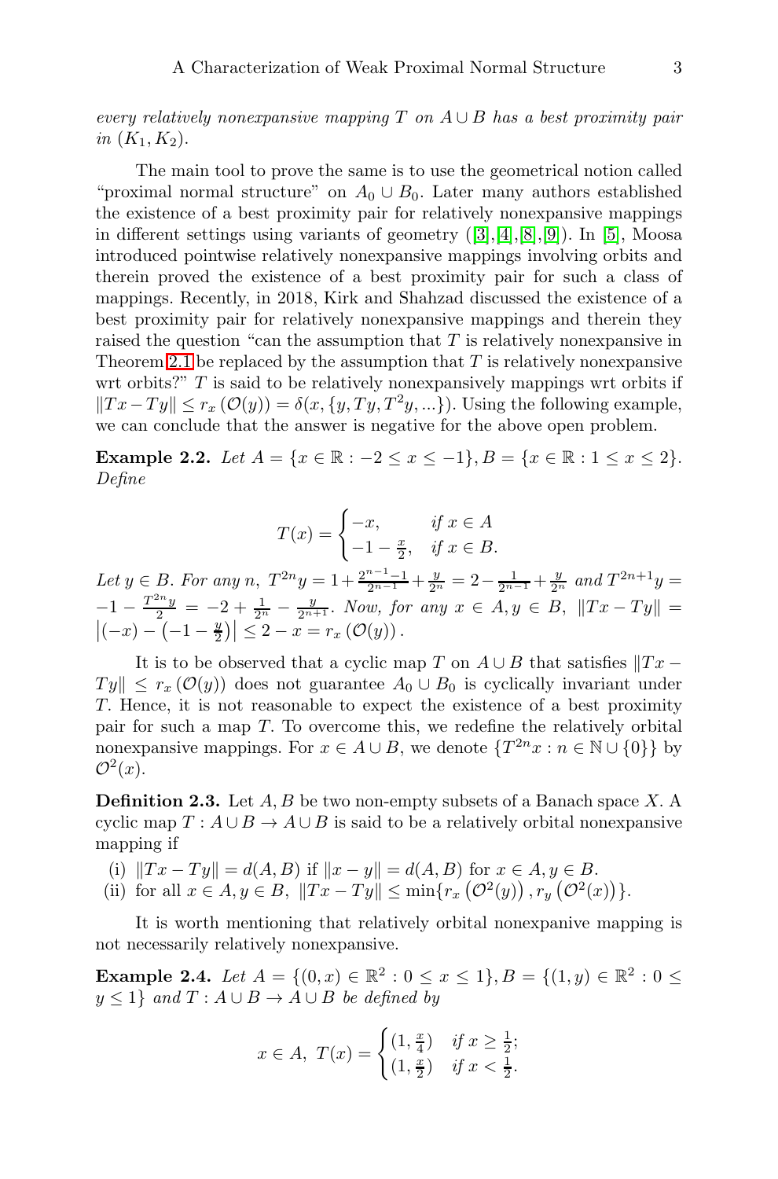*every relatively nonexpansive mapping $T$ on $A \cup B$ has a best proximity pair in $(K_1, K_2)$.*

The main tool to prove the same is to use the geometrical notion called "proximal normal structure" on $A_0 \cup B_0$. Later many authors established the existence of a best proximity pair for relatively nonexpansive mappings in different settings using variants of geometry ([3],[4],[8],[9]). In [5], Moosa introduced pointwise relatively nonexpansive mappings involving orbits and therein proved the existence of a best proximity pair for such a class of mappings. Recently, in 2018, Kirk and Shahzad discussed the existence of a best proximity pair for relatively nonexpansive mappings and therein they raised the question "can the assumption that $T$ is relatively nonexpansive in Theorem 2.1 be replaced by the assumption that $T$ is relatively nonexpansive wrt orbits?" $T$ is said to be relatively nonexpansively mappings wrt orbits if $\|Tx - Ty\| \leq r_x(\mathcal{O}(y)) = \delta(x, \{y, Ty, T^2y, ...\})$. Using the following example, we can conclude that the answer is negative for the above open problem.

**Example 2.2.** *Let $A = \{x \in \mathbb{R} : -2 \leq x \leq -1\}, B = \{x \in \mathbb{R} : 1 \leq x \leq 2\}$. Define*

$$T(x) = \begin{cases} -x, & \text{if } x \in A \\ -1 - \frac{x}{2}, & \text{if } x \in B. \end{cases}$$

*Let $y \in B$. For any $n$, $T^{2n}y = 1 + \frac{2^{n-1}-1}{2^{n-1}} + \frac{y}{2^n} = 2 - \frac{1}{2^{n-1}} + \frac{y}{2^n}$ and $T^{2n+1}y = -1 - \frac{T^{2n}y}{2} = -2 + \frac{1}{2^n} - \frac{y}{2^{n+1}}$. Now, for any $x \in A, y \in B$, $\|Tx - Ty\| = \left|(-x) - \left(-1 - \frac{y}{2}\right)\right| \leq 2 - x = r_x(\mathcal{O}(y))$.*

It is to be observed that a cyclic map $T$ on $A \cup B$ that satisfies $\|Tx - Ty\| \leq r_x(\mathcal{O}(y))$ does not guarantee $A_0 \cup B_0$ is cyclically invariant under $T$. Hence, it is not reasonable to expect the existence of a best proximity pair for such a map $T$. To overcome this, we redefine the relatively orbital nonexpansive mappings. For $x \in A \cup B$, we denote $\{T^{2n}x : n \in \mathbb{N} \cup \{0\}\}$ by $\mathcal{O}^2(x)$.

**Definition 2.3.** Let $A, B$ be two non-empty subsets of a Banach space $X$. A cyclic map $T : A \cup B \to A \cup B$ is said to be a relatively orbital nonexpansive mapping if

(i) $\|Tx - Ty\| = d(A, B)$ if $\|x - y\| = d(A, B)$ for $x \in A, y \in B$.

(ii) for all $x \in A, y \in B$, $\|Tx - Ty\| \leq \min\{r_x\left(\mathcal{O}^2(y)\right), r_y\left(\mathcal{O}^2(x)\right)\}$.

It is worth mentioning that relatively orbital nonexpanive mapping is not necessarily relatively nonexpansive.

**Example 2.4.** *Let $A = \{(0, x) \in \mathbb{R}^2 : 0 \leq x \leq 1\}, B = \{(1, y) \in \mathbb{R}^2 : 0 \leq y \leq 1\}$ and $T : A \cup B \to A \cup B$ be defined by*

$$x \in A, \; T(x) = \begin{cases} (1, \frac{x}{4}) & \text{if } x \geq \frac{1}{2}; \\ (1, \frac{x}{2}) & \text{if } x < \frac{1}{2}. \end{cases}$$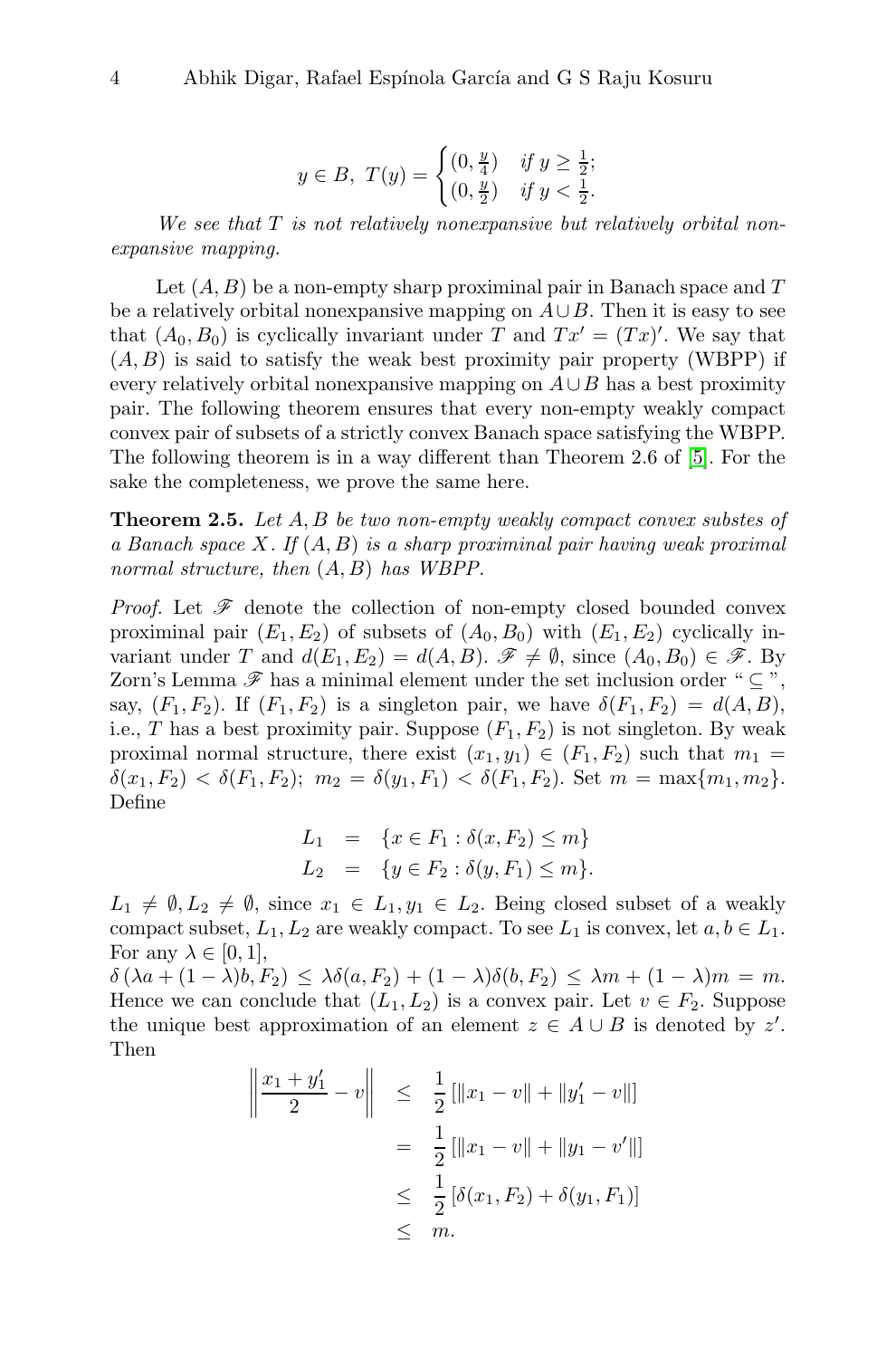$$y \in B,\ T(y) = \begin{cases} (0, \frac{y}{4}) & \text{if } y \geq \frac{1}{2}; \\ (0, \frac{y}{2}) & \text{if } y < \frac{1}{2}. \end{cases}$$

*We see that $T$ is not relatively nonexpansive but relatively orbital nonexpansive mapping.*

Let $(A, B)$ be a non-empty sharp proximinal pair in Banach space and $T$ be a relatively orbital nonexpansive mapping on $A \cup B$. Then it is easy to see that $(A_0, B_0)$ is cyclically invariant under $T$ and $Tx' = (Tx)'$. We say that $(A, B)$ is said to satisfy the weak best proximity pair property (WBPP) if every relatively orbital nonexpansive mapping on $A \cup B$ has a best proximity pair. The following theorem ensures that every non-empty weakly compact convex pair of subsets of a strictly convex Banach space satisfying the WBPP. The following theorem is in a way different than Theorem 2.6 of [5]. For the sake the completeness, we prove the same here.

**Theorem 2.5.** *Let $A, B$ be two non-empty weakly compact convex substes of a Banach space $X$. If $(A, B)$ is a sharp proximinal pair having weak proximal normal structure, then $(A, B)$ has WBPP.*

*Proof.* Let $\mathscr{F}$ denote the collection of non-empty closed bounded convex proximinal pair $(E_1, E_2)$ of subsets of $(A_0, B_0)$ with $(E_1, E_2)$ cyclically invariant under $T$ and $d(E_1, E_2) = d(A, B)$. $\mathscr{F} \neq \emptyset$, since $(A_0, B_0) \in \mathscr{F}$. By Zorn's Lemma $\mathscr{F}$ has a minimal element under the set inclusion order " $\subseteq$ ", say, $(F_1, F_2)$. If $(F_1, F_2)$ is a singleton pair, we have $\delta(F_1, F_2) = d(A, B)$, i.e., $T$ has a best proximity pair. Suppose $(F_1, F_2)$ is not singleton. By weak proximal normal structure, there exist $(x_1, y_1) \in (F_1, F_2)$ such that $m_1 = \delta(x_1, F_2) < \delta(F_1, F_2)$; $m_2 = \delta(y_1, F_1) < \delta(F_1, F_2)$. Set $m = \max\{m_1, m_2\}$. Define

$$\begin{aligned} L_1 &= \{x \in F_1 : \delta(x, F_2) \leq m\} \\ L_2 &= \{y \in F_2 : \delta(y, F_1) \leq m\}. \end{aligned}$$

$L_1 \neq \emptyset, L_2 \neq \emptyset$, since $x_1 \in L_1, y_1 \in L_2$. Being closed subset of a weakly compact subset, $L_1, L_2$ are weakly compact. To see $L_1$ is convex, let $a, b \in L_1$. For any $\lambda \in [0, 1]$,

$\delta(\lambda a + (1 - \lambda)b, F_2) \leq \lambda \delta(a, F_2) + (1 - \lambda)\delta(b, F_2) \leq \lambda m + (1 - \lambda)m = m$. Hence we can conclude that $(L_1, L_2)$ is a convex pair. Let $v \in F_2$. Suppose the unique best approximation of an element $z \in A \cup B$ is denoted by $z'$. Then

$$\begin{aligned} \left\| \frac{x_1 + y_1'}{2} - v \right\| &\leq \frac{1}{2} \left[ \|x_1 - v\| + \|y_1' - v\| \right] \\ &= \frac{1}{2} \left[ \|x_1 - v\| + \|y_1 - v'\| \right] \\ &\leq \frac{1}{2} \left[ \delta(x_1, F_2) + \delta(y_1, F_1) \right] \\ &\leq m. \end{aligned}$$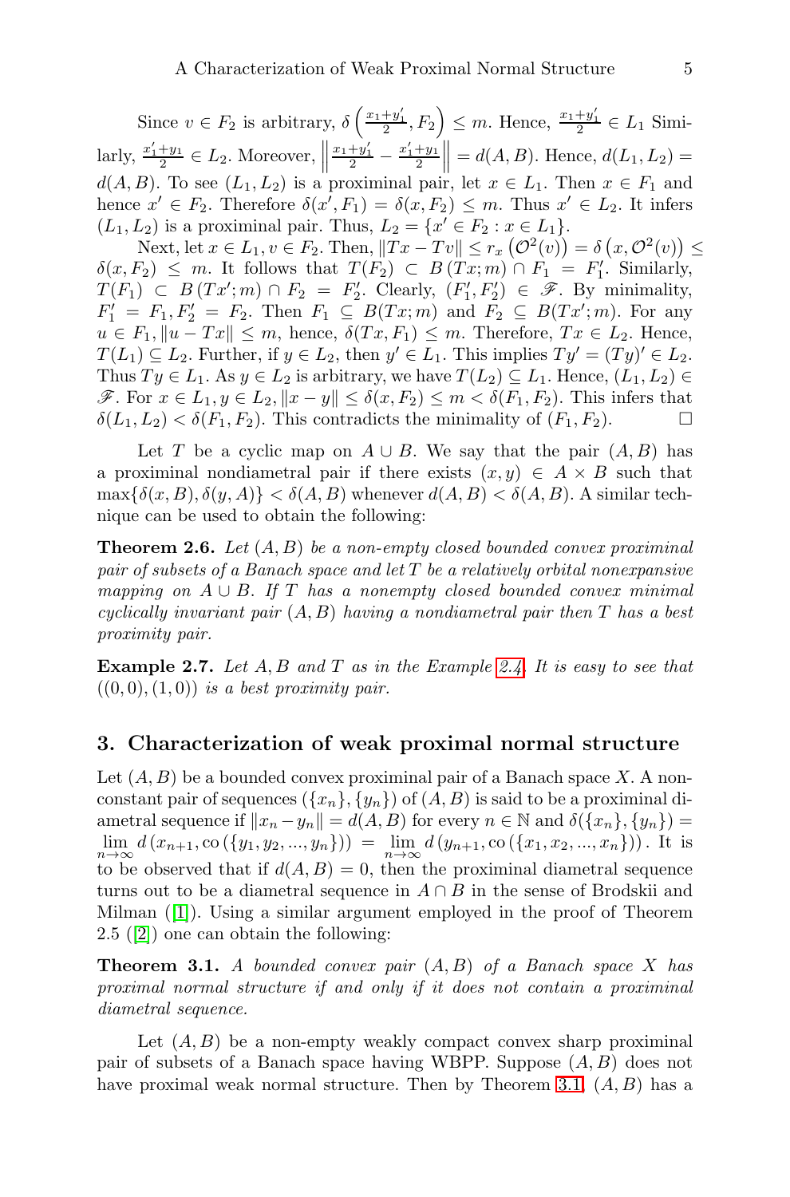Since $v \in F_2$ is arbitrary, $\delta\left(\frac{x_1+y_1'}{2}, F_2\right) \leq m$. Hence, $\frac{x_1+y_1'}{2} \in L_1$ Similarly, $\frac{x_1'+y_1}{2} \in L_2$. Moreover, $\left\|\frac{x_1+y_1'}{2} - \frac{x_1'+y_1}{2}\right\| = d(A,B)$. Hence, $d(L_1, L_2) = d(A,B)$. To see $(L_1, L_2)$ is a proximinal pair, let $x \in L_1$. Then $x \in F_1$ and hence $x' \in F_2$. Therefore $\delta(x', F_1) = \delta(x, F_2) \leq m$. Thus $x' \in L_2$. It infers $(L_1, L_2)$ is a proximinal pair. Thus, $L_2 = \{x' \in F_2 : x \in L_1\}$.

Next, let $x \in L_1, v \in F_2$. Then, $\|Tx - Tv\| \leq r_x\left(\mathcal{O}^2(v)\right) = \delta\left(x, \mathcal{O}^2(v)\right) \leq \delta(x, F_2) \leq m$. It follows that $T(F_2) \subset B(Tx; m) \cap F_1 = F_1'$. Similarly, $T(F_1) \subset B(Tx'; m) \cap F_2 = F_2'$. Clearly, $(F_1', F_2') \in \mathscr{F}$. By minimality, $F_1' = F_1, F_2' = F_2$. Then $F_1 \subseteq B(Tx; m)$ and $F_2 \subseteq B(Tx'; m)$. For any $u \in F_1, \|u - Tx\| \leq m$, hence, $\delta(Tx, F_1) \leq m$. Therefore, $Tx \in L_2$. Hence, $T(L_1) \subseteq L_2$. Further, if $y \in L_2$, then $y' \in L_1$. This implies $Ty' = (Ty)' \in L_2$. Thus $Ty \in L_1$. As $y \in L_2$ is arbitrary, we have $T(L_2) \subseteq L_1$. Hence, $(L_1, L_2) \in \mathscr{F}$. For $x \in L_1, y \in L_2, \|x - y\| \leq \delta(x, F_2) \leq m < \delta(F_1, F_2)$. This infers that $\delta(L_1, L_2) < \delta(F_1, F_2)$. This contradicts the minimality of $(F_1, F_2)$. $\square$

Let $T$ be a cyclic map on $A \cup B$. We say that the pair $(A, B)$ has a proximinal nondiametral pair if there exists $(x, y) \in A \times B$ such that $\max\{\delta(x, B), \delta(y, A)\} < \delta(A, B)$ whenever $d(A, B) < \delta(A, B)$. A similar technique can be used to obtain the following:

**Theorem 2.6.** *Let $(A, B)$ be a non-empty closed bounded convex proximinal pair of subsets of a Banach space and let $T$ be a relatively orbital nonexpansive mapping on $A \cup B$. If $T$ has a nonempty closed bounded convex minimal cyclically invariant pair $(A, B)$ having a nondiametral pair then $T$ has a best proximity pair.*

**Example 2.7.** *Let $A, B$ and $T$ as in the Example 2.4. It is easy to see that $((0,0),(1,0))$ is a best proximity pair.*

## 3. Characterization of weak proximal normal structure

Let $(A, B)$ be a bounded convex proximinal pair of a Banach space $X$. A nonconstant pair of sequences $(\{x_n\}, \{y_n\})$ of $(A, B)$ is said to be a proximinal diametral sequence if $\|x_n - y_n\| = d(A, B)$ for every $n \in \mathbb{N}$ and $\delta(\{x_n\}, \{y_n\}) = \lim_{n\to\infty} d\left(x_{n+1}, \text{co}\left(\{y_1, y_2, ..., y_n\}\right)\right) = \lim_{n\to\infty} d\left(y_{n+1}, \text{co}\left(\{x_1, x_2, ..., x_n\}\right)\right)$. It is to be observed that if $d(A, B) = 0$, then the proximinal diametral sequence turns out to be a diametral sequence in $A \cap B$ in the sense of Brodskii and Milman ([1]). Using a similar argument employed in the proof of Theorem 2.5 ([2]) one can obtain the following:

**Theorem 3.1.** *A bounded convex pair $(A, B)$ of a Banach space $X$ has proximal normal structure if and only if it does not contain a proximinal diametral sequence.*

Let $(A, B)$ be a non-empty weakly compact convex sharp proximinal pair of subsets of a Banach space having WBPP. Suppose $(A, B)$ does not have proximal weak normal structure. Then by Theorem 3.1, $(A, B)$ has a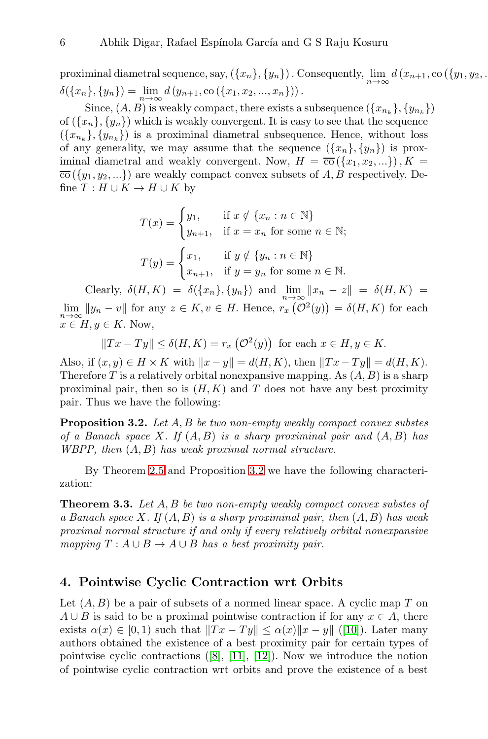proximinal diametral sequence, say, $(\{x_n\},\{y_n\})$. Consequently, $\lim_{n\to\infty} d\left(x_{n+1}, \operatorname{co}(\{y_1, y_2, .$
$\delta(\{x_n\},\{y_n\}) = \lim_{n\to\infty} d\left(y_{n+1}, \operatorname{co}(\{x_1, x_2, ..., x_n\})\right)$.

Since, $(A,B)$ is weakly compact, there exists a subsequence $(\{x_{n_k}\},\{y_{n_k}\})$ of $(\{x_n\},\{y_n\})$ which is weakly convergent. It is easy to see that the sequence $(\{x_{n_k}\},\{y_{n_k}\})$ is a proximinal diametral subsequence. Hence, without loss of any generality, we may assume that the sequence $(\{x_n\},\{y_n\})$ is proximinal diametral and weakly convergent. Now, $H = \overline{\operatorname{co}}(\{x_1, x_2, ...\})$, $K = \overline{\operatorname{co}}(\{y_1, y_2, ...\})$ are weakly compact convex subsets of $A, B$ respectively. Define $T : H \cup K \to H \cup K$ by

$$T(x) = \begin{cases} y_1, & \text{if } x \notin \{x_n : n \in \mathbb{N}\} \\ y_{n+1}, & \text{if } x = x_n \text{ for some } n \in \mathbb{N}; \end{cases}$$

$$T(y) = \begin{cases} x_1, & \text{if } y \notin \{y_n : n \in \mathbb{N}\} \\ x_{n+1}, & \text{if } y = y_n \text{ for some } n \in \mathbb{N}. \end{cases}$$

Clearly, $\delta(H,K) = \delta(\{x_n\},\{y_n\})$ and $\lim_{n\to\infty} \|x_n - z\| = \delta(H,K) = \lim_{n\to\infty} \|y_n - v\|$ for any $z \in K, v \in H$. Hence, $r_x\left(\mathcal{O}^2(y)\right) = \delta(H,K)$ for each $x \in H, y \in K$. Now,

$$\|Tx - Ty\| \leq \delta(H,K) = r_x\left(\mathcal{O}^2(y)\right) \text{ for each } x \in H, y \in K.$$

Also, if $(x,y) \in H \times K$ with $\|x - y\| = d(H,K)$, then $\|Tx - Ty\| = d(H,K)$. Therefore $T$ is a relatively orbital nonexpansive mapping. As $(A,B)$ is a sharp proximinal pair, then so is $(H,K)$ and $T$ does not have any best proximity pair. Thus we have the following:

**Proposition 3.2.** *Let $A, B$ be two non-empty weakly compact convex substes of a Banach space $X$. If $(A,B)$ is a sharp proximinal pair and $(A,B)$ has WBPP, then $(A,B)$ has weak proximal normal structure.*

By Theorem 2.5 and Proposition 3.2 we have the following characterization:

**Theorem 3.3.** *Let $A, B$ be two non-empty weakly compact convex substes of a Banach space $X$. If $(A,B)$ is a sharp proximinal pair, then $(A,B)$ has weak proximal normal structure if and only if every relatively orbital nonexpansive mapping $T : A \cup B \to A \cup B$ has a best proximity pair.*

## 4. Pointwise Cyclic Contraction wrt Orbits

Let $(A,B)$ be a pair of subsets of a normed linear space. A cyclic map $T$ on $A \cup B$ is said to be a proximal pointwise contraction if for any $x \in A$, there exists $\alpha(x) \in [0,1)$ such that $\|Tx - Ty\| \leq \alpha(x)\|x - y\|$ ([10]). Later many authors obtained the existence of a best proximity pair for certain types of pointwise cyclic contractions ([8], [11], [12]). Now we introduce the notion of pointwise cyclic contraction wrt orbits and prove the existence of a best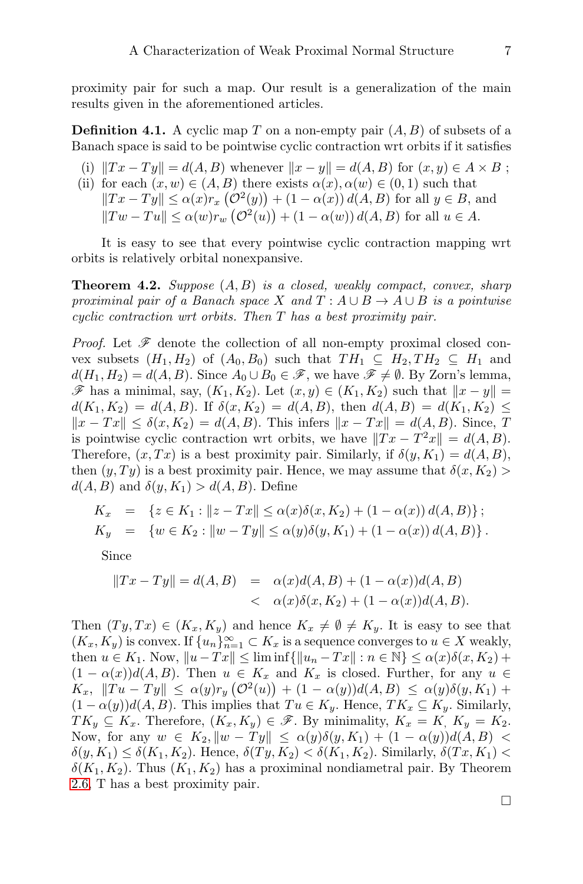proximity pair for such a map. Our result is a generalization of the main results given in the aforementioned articles.

**Definition 4.1.** A cyclic map $T$ on a non-empty pair $(A, B)$ of subsets of a Banach space is said to be pointwise cyclic contraction wrt orbits if it satisfies

- (i) $\|Tx - Ty\| = d(A, B)$ whenever $\|x - y\| = d(A, B)$ for $(x, y) \in A \times B$ ;
- (ii) for each $(x, w) \in (A, B)$ there exists $\alpha(x), \alpha(w) \in (0, 1)$ such that $\|Tx - Ty\| \leq \alpha(x) r_x \left(\mathcal{O}^2(y)\right) + (1 - \alpha(x))\, d(A, B)$ for all $y \in B$, and $\|Tw - Tu\| \leq \alpha(w) r_w \left(\mathcal{O}^2(u)\right) + (1 - \alpha(w))\, d(A, B)$ for all $u \in A$.

It is easy to see that every pointwise cyclic contraction mapping wrt orbits is relatively orbital nonexpansive.

**Theorem 4.2.** *Suppose $(A, B)$ is a closed, weakly compact, convex, sharp proximinal pair of a Banach space $X$ and $T : A \cup B \to A \cup B$ is a pointwise cyclic contraction wrt orbits. Then $T$ has a best proximity pair.*

*Proof.* Let $\mathscr{F}$ denote the collection of all non-empty proximal closed convex subsets $(H_1, H_2)$ of $(A_0, B_0)$ such that $TH_1 \subseteq H_2, TH_2 \subseteq H_1$ and $d(H_1, H_2) = d(A, B)$. Since $A_0 \cup B_0 \in \mathscr{F}$, we have $\mathscr{F} \neq \emptyset$. By Zorn's lemma, $\mathscr{F}$ has a minimal, say, $(K_1, K_2)$. Let $(x, y) \in (K_1, K_2)$ such that $\|x - y\| = d(K_1, K_2) = d(A, B)$. If $\delta(x, K_2) = d(A, B)$, then $d(A, B) = d(K_1, K_2) \leq \|x - Tx\| \leq \delta(x, K_2) = d(A, B)$. This infers $\|x - Tx\| = d(A, B)$. Since, $T$ is pointwise cyclic contraction wrt orbits, we have $\|Tx - T^2x\| = d(A, B)$. Therefore, $(x, Tx)$ is a best proximity pair. Similarly, if $\delta(y, K_1) = d(A, B)$, then $(y, Ty)$ is a best proximity pair. Hence, we may assume that $\delta(x, K_2) > d(A, B)$ and $\delta(y, K_1) > d(A, B)$. Define

$$
\begin{aligned}
K_x &= \{z \in K_1 : \|z - Tx\| \leq \alpha(x)\delta(x, K_2) + (1 - \alpha(x))\, d(A, B)\} ; \\
K_y &= \{w \in K_2 : \|w - Ty\| \leq \alpha(y)\delta(y, K_1) + (1 - \alpha(x))\, d(A, B)\} .
\end{aligned}
$$

Since

$$
\begin{aligned}
\|Tx - Ty\| = d(A, B) &= \alpha(x)d(A, B) + (1 - \alpha(x))d(A, B) \\
&< \alpha(x)\delta(x, K_2) + (1 - \alpha(x))d(A, B).
\end{aligned}
$$

Then $(Ty, Tx) \in (K_x, K_y)$ and hence $K_x \neq \emptyset \neq K_y$. It is easy to see that $(K_x, K_y)$ is convex. If $\{u_n\}_{n=1}^{\infty} \subset K_x$ is a sequence converges to $u \in X$ weakly, then $u \in K_1$. Now, $\|u - Tx\| \leq \liminf\{\|u_n - Tx\| : n \in \mathbb{N}\} \leq \alpha(x)\delta(x, K_2) + (1 - \alpha(x))d(A, B)$. Then $u \in K_x$ and $K_x$ is closed. Further, for any $u \in K_x$, $\|Tu - Ty\| \leq \alpha(y) r_y \left(\mathcal{O}^2(u)\right) + (1 - \alpha(y))d(A, B) \leq \alpha(y)\delta(y, K_1) + (1 - \alpha(y))d(A, B)$. This implies that $Tu \in K_y$. Hence, $TK_x \subseteq K_y$. Similarly, $TK_y \subseteq K_x$. Therefore, $(K_x, K_y) \in \mathscr{F}$. By minimality, $K_x = K_, K_y = K_2$. Now, for any $w \in K_2, \|w - Ty\| \leq \alpha(y)\delta(y, K_1) + (1 - \alpha(y))d(A, B) < \delta(y, K_1) \leq \delta(K_1, K_2)$. Hence, $\delta(Ty, K_2) < \delta(K_1, K_2)$. Similarly, $\delta(Tx, K_1) < \delta(K_1, K_2)$. Thus $(K_1, K_2)$ has a proximinal nondiametral pair. By Theorem 2.6, T has a best proximity pair.

$\square$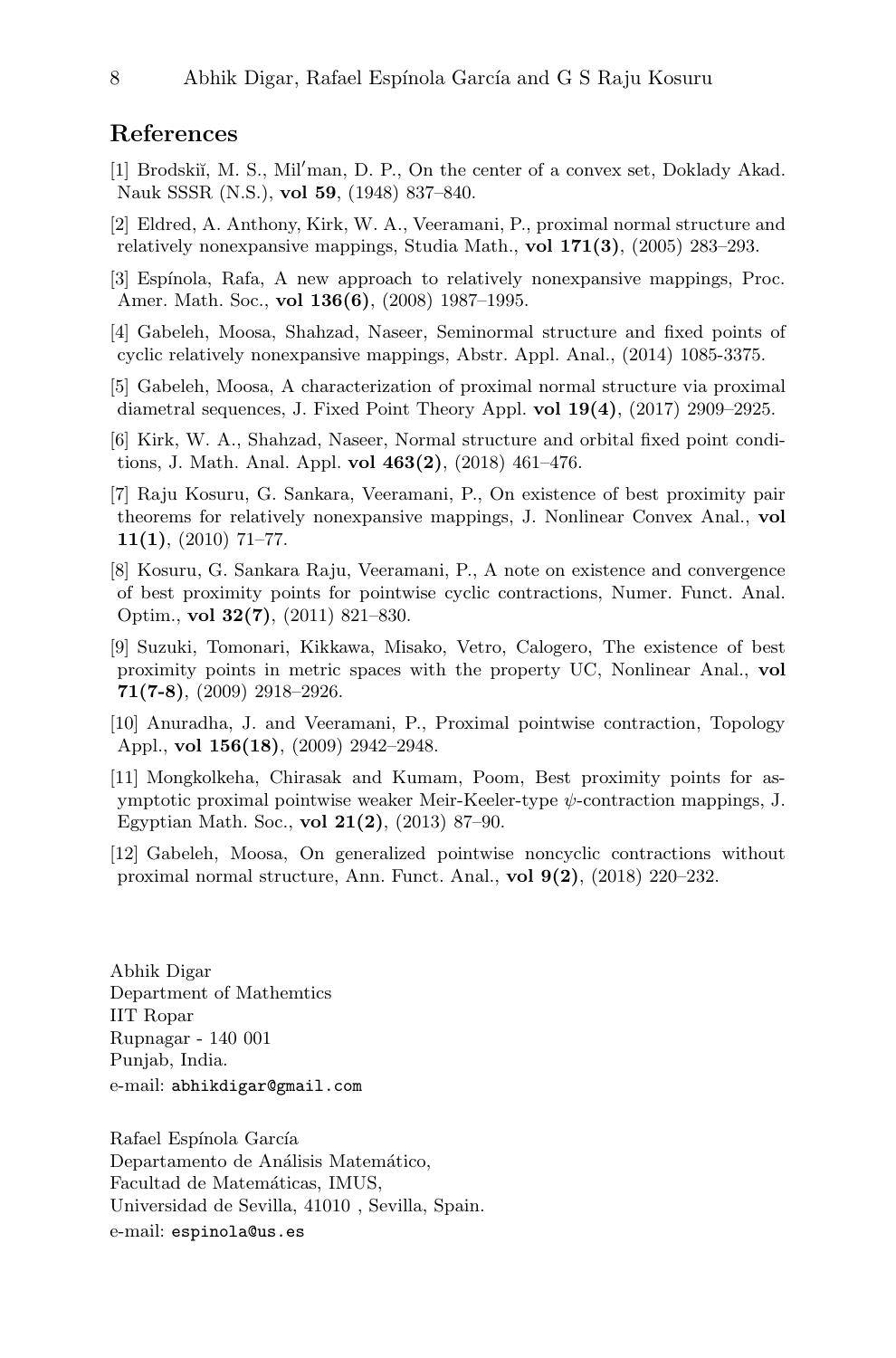## References

[1] Brodskiĭ, M. S., Milʹman, D. P., On the center of a convex set, Doklady Akad. Nauk SSSR (N.S.), **vol 59**, (1948) 837–840.

[2] Eldred, A. Anthony, Kirk, W. A., Veeramani, P., proximal normal structure and relatively nonexpansive mappings, Studia Math., **vol 171(3)**, (2005) 283–293.

[3] Espínola, Rafa, A new approach to relatively nonexpansive mappings, Proc. Amer. Math. Soc., **vol 136(6)**, (2008) 1987–1995.

[4] Gabeleh, Moosa, Shahzad, Naseer, Seminormal structure and fixed points of cyclic relatively nonexpansive mappings, Abstr. Appl. Anal., (2014) 1085-3375.

[5] Gabeleh, Moosa, A characterization of proximal normal structure via proximal diametral sequences, J. Fixed Point Theory Appl. **vol 19(4)**, (2017) 2909–2925.

[6] Kirk, W. A., Shahzad, Naseer, Normal structure and orbital fixed point conditions, J. Math. Anal. Appl. **vol 463(2)**, (2018) 461–476.

[7] Raju Kosuru, G. Sankara, Veeramani, P., On existence of best proximity pair theorems for relatively nonexpansive mappings, J. Nonlinear Convex Anal., **vol 11(1)**, (2010) 71–77.

[8] Kosuru, G. Sankara Raju, Veeramani, P., A note on existence and convergence of best proximity points for pointwise cyclic contractions, Numer. Funct. Anal. Optim., **vol 32(7)**, (2011) 821–830.

[9] Suzuki, Tomonari, Kikkawa, Misako, Vetro, Calogero, The existence of best proximity points in metric spaces with the property UC, Nonlinear Anal., **vol 71(7-8)**, (2009) 2918–2926.

[10] Anuradha, J. and Veeramani, P., Proximal pointwise contraction, Topology Appl., **vol 156(18)**, (2009) 2942–2948.

[11] Mongkolkeha, Chirasak and Kumam, Poom, Best proximity points for asymptotic proximal pointwise weaker Meir-Keeler-type $\psi$-contraction mappings, J. Egyptian Math. Soc., **vol 21(2)**, (2013) 87–90.

[12] Gabeleh, Moosa, On generalized pointwise noncyclic contractions without proximal normal structure, Ann. Funct. Anal., **vol 9(2)**, (2018) 220–232.

Abhik Digar
Department of Mathemtics
IIT Ropar
Rupnagar - 140 001
Punjab, India.
e-mail: abhikdigar@gmail.com

Rafael Espínola García
Departamento de Análisis Matemático,
Facultad de Matemáticas, IMUS,
Universidad de Sevilla, 41010 , Sevilla, Spain.
e-mail: espinola@us.es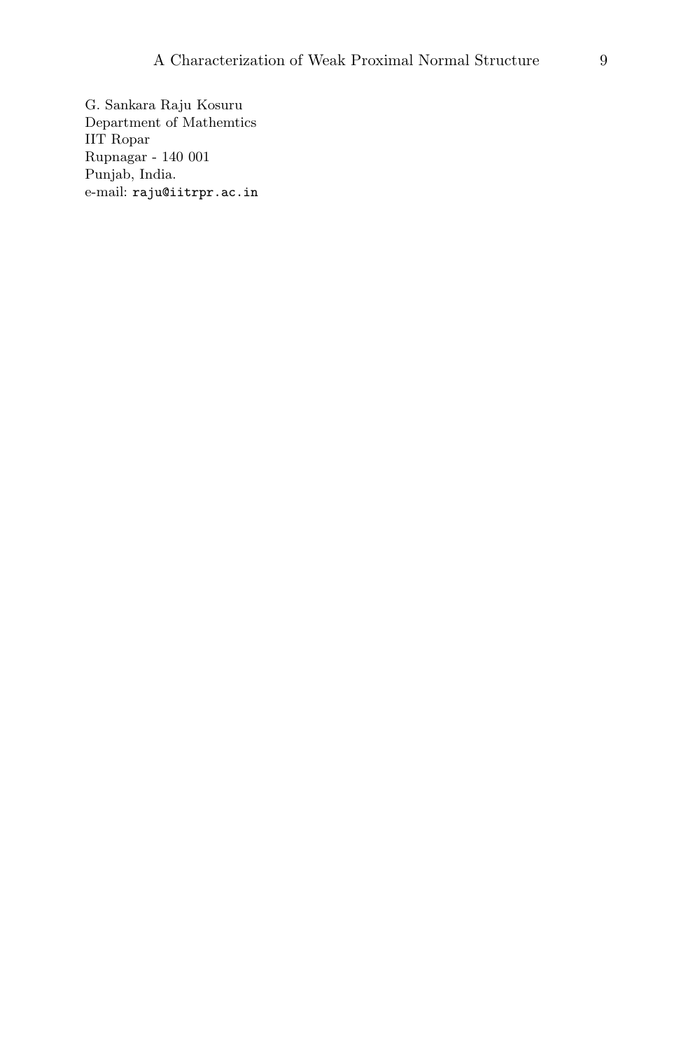G. Sankara Raju Kosuru
Department of Mathemtics
IIT Ropar
Rupnagar - 140 001
Punjab, India.
e-mail: raju@iitrpr.ac.in